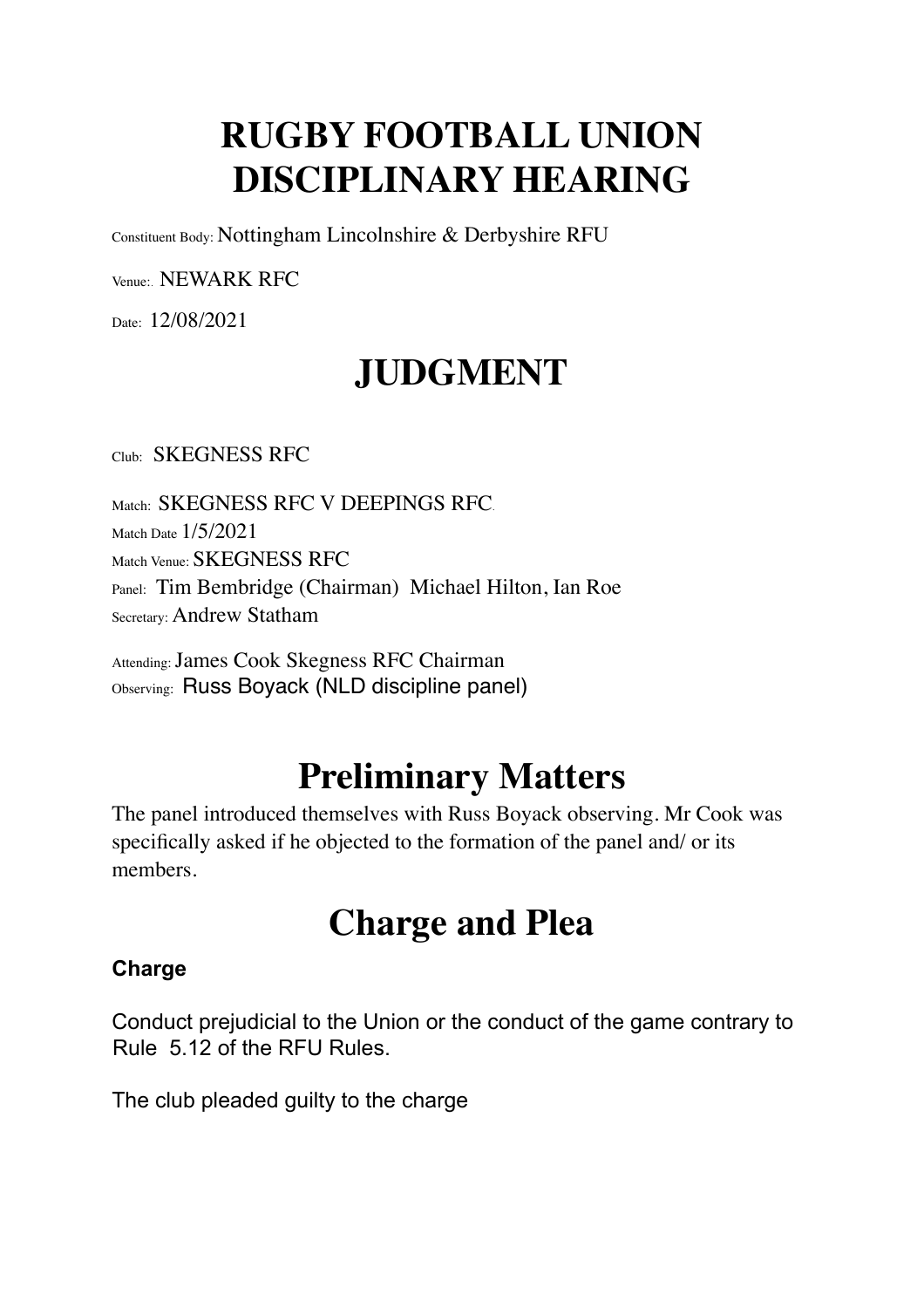# RUGBY FOOTBALL UNION DISCIPLINARY HEARING

Constituent Body: Nottingham Lincolnshire & Derbyshire RFU

Venue:. NEWARK RFC

Date: 12/08/2021

# JUDGMENT

Club: SKEGNESS RFC

Match: SKEGNESS RFC V DEEPINGS RFC.
Match Date 1/5/2021
Match Venue: SKEGNESS RFC
Panel: Tim Bembridge (Chairman) Michael Hilton, Ian Roe
Secretary: Andrew Statham

Attending: James Cook Skegness RFC Chairman
Observing: Russ Boyack (NLD discipline panel)

## Preliminary Matters

The panel introduced themselves with Russ Boyack observing. Mr Cook was specifically asked if he objected to the formation of the panel and/ or its members.

## Charge and Plea

**Charge**

Conduct prejudicial to the Union or the conduct of the game contrary to Rule 5.12 of the RFU Rules.

The club pleaded guilty to the charge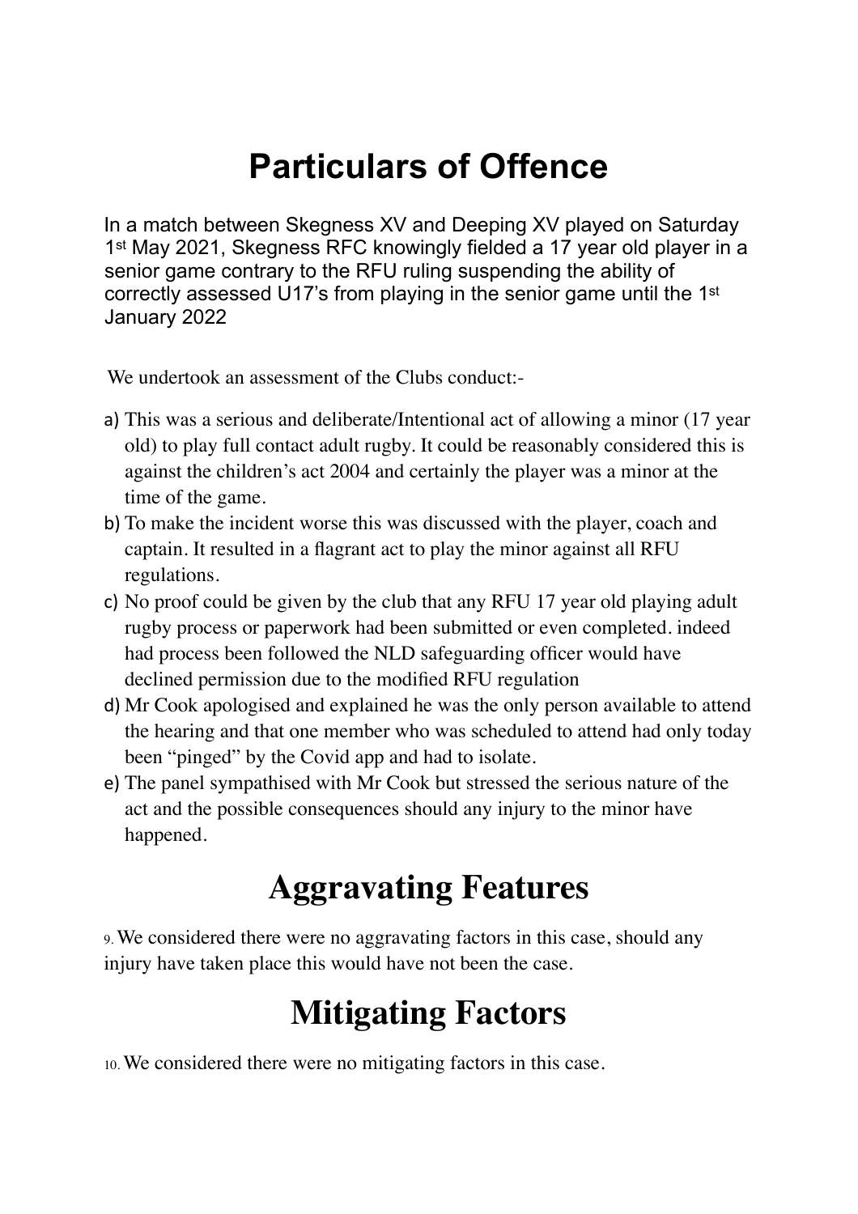# Particulars of Offence

In a match between Skegness XV and Deeping XV played on Saturday 1st May 2021, Skegness RFC knowingly fielded a 17 year old player in a senior game contrary to the RFU ruling suspending the ability of correctly assessed U17's from playing in the senior game until the 1st January 2022

We undertook an assessment of the Clubs conduct:-

a) This was a serious and deliberate/Intentional act of allowing a minor (17 year old) to play full contact adult rugby. It could be reasonably considered this is against the children's act 2004 and certainly the player was a minor at the time of the game.
b) To make the incident worse this was discussed with the player, coach and captain. It resulted in a flagrant act to play the minor against all RFU regulations.
c) No proof could be given by the club that any RFU 17 year old playing adult rugby process or paperwork had been submitted or even completed. indeed had process been followed the NLD safeguarding officer would have declined permission due to the modified RFU regulation
d) Mr Cook apologised and explained he was the only person available to attend the hearing and that one member who was scheduled to attend had only today been "pinged" by the Covid app and had to isolate.
e) The panel sympathised with Mr Cook but stressed the serious nature of the act and the possible consequences should any injury to the minor have happened.

# Aggravating Features

9. We considered there were no aggravating factors in this case, should any injury have taken place this would have not been the case.

# Mitigating Factors

10. We considered there were no mitigating factors in this case.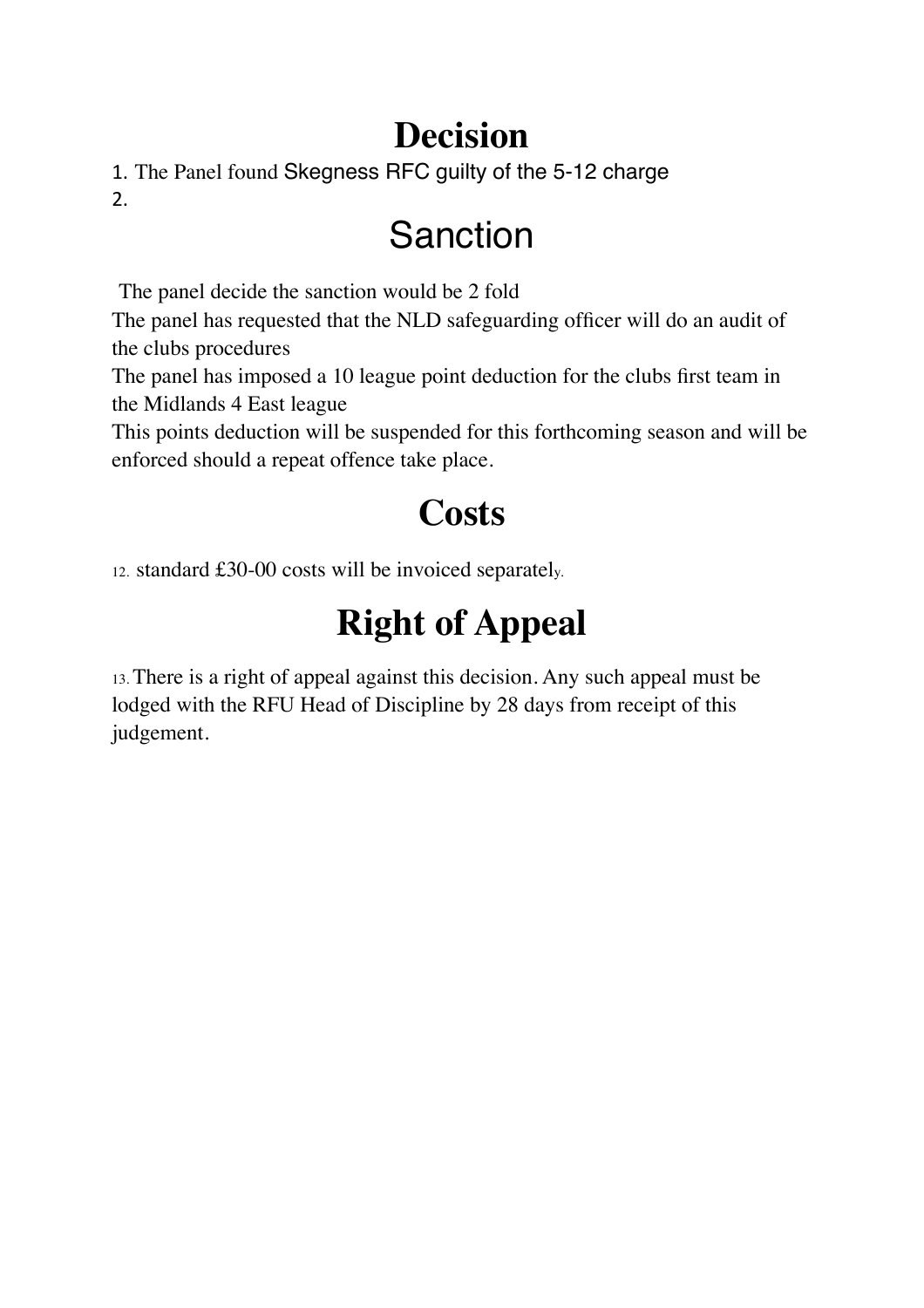# Decision

1. The Panel found Skegness RFC guilty of the 5-12 charge
2.

# Sanction

The panel decide the sanction would be 2 fold

The panel has requested that the NLD safeguarding officer will do an audit of the clubs procedures

The panel has imposed a 10 league point deduction for the clubs first team in the Midlands 4 East league

This points deduction will be suspended for this forthcoming season and will be enforced should a repeat offence take place.

# Costs

12. standard £30-00 costs will be invoiced separately.

# Right of Appeal

13. There is a right of appeal against this decision. Any such appeal must be lodged with the RFU Head of Discipline by 28 days from receipt of this judgement.